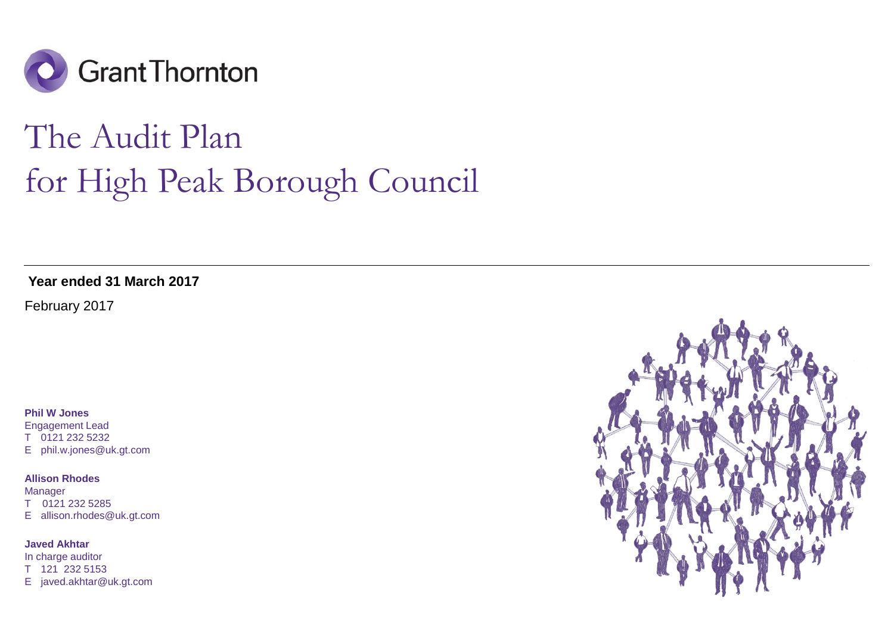Grant Thornton

# The Audit Plan for High Peak Borough Council

**Year ended 31 March 2017**

February 2017

**Phil W Jones**
Engagement Lead
T 0121 232 5232
E phil.w.jones@uk.gt.com

**Allison Rhodes**
Manager
T 0121 232 5285
E allison.rhodes@uk.gt.com

**Javed Akhtar**
In charge auditor
T 121 232 5153
E javed.akhtar@uk.gt.com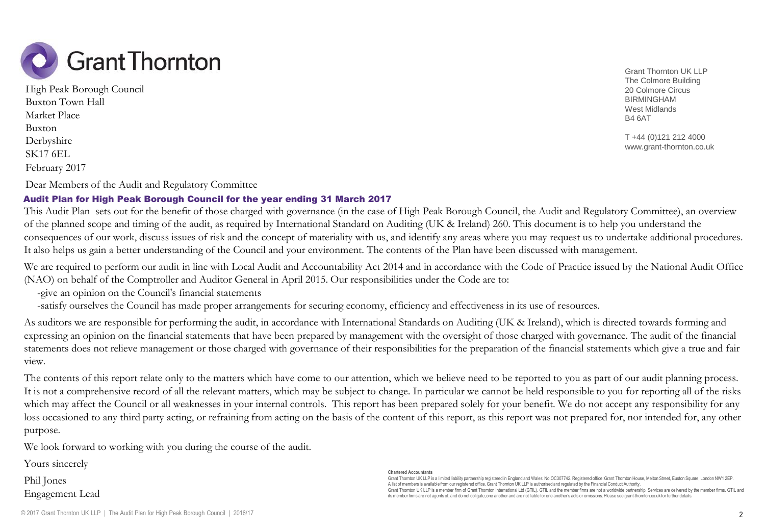Grant Thornton

High Peak Borough Council
Buxton Town Hall
Market Place
Buxton
Derbyshire
SK17 6EL
February 2017

Grant Thornton UK LLP
The Colmore Building
20 Colmore Circus
BIRMINGHAM
West Midlands
B4 6AT

T +44 (0)121 212 4000
www.grant-thornton.co.uk

Dear Members of the Audit and Regulatory Committee

## Audit Plan for High Peak Borough Council for the year ending 31 March 2017

This Audit Plan sets out for the benefit of those charged with governance (in the case of High Peak Borough Council, the Audit and Regulatory Committee), an overview of the planned scope and timing of the audit, as required by International Standard on Auditing (UK & Ireland) 260. This document is to help you understand the consequences of our work, discuss issues of risk and the concept of materiality with us, and identify any areas where you may request us to undertake additional procedures. It also helps us gain a better understanding of the Council and your environment. The contents of the Plan have been discussed with management.

We are required to perform our audit in line with Local Audit and Accountability Act 2014 and in accordance with the Code of Practice issued by the National Audit Office (NAO) on behalf of the Comptroller and Auditor General in April 2015. Our responsibilities under the Code are to:

- give an opinion on the Council's financial statements
- satisfy ourselves the Council has made proper arrangements for securing economy, efficiency and effectiveness in its use of resources.

As auditors we are responsible for performing the audit, in accordance with International Standards on Auditing (UK & Ireland), which is directed towards forming and expressing an opinion on the financial statements that have been prepared by management with the oversight of those charged with governance. The audit of the financial statements does not relieve management or those charged with governance of their responsibilities for the preparation of the financial statements which give a true and fair view.

The contents of this report relate only to the matters which have come to our attention, which we believe need to be reported to you as part of our audit planning process. It is not a comprehensive record of all the relevant matters, which may be subject to change. In particular we cannot be held responsible to you for reporting all of the risks which may affect the Council or all weaknesses in your internal controls. This report has been prepared solely for your benefit. We do not accept any responsibility for any loss occasioned to any third party acting, or refraining from acting on the basis of the content of this report, as this report was not prepared for, nor intended for, any other purpose.

We look forward to working with you during the course of the audit.

Yours sincerely

Phil Jones
Engagement Lead

**Chartered Accountants**
Grant Thornton UK LLP is a limited liability partnership registered in England and Wales: No.OC307742. Registered office: Grant Thornton House, Melton Street, Euston Square, London NW1 2EP.
A list of members is available from our registered office. Grant Thornton UK LLP is authorised and regulated by the Financial Conduct Authority.
Grant Thornton UK LLP is a member firm of Grant Thornton International Ltd (GTIL). GTIL and the member firms are not a worldwide partnership. Services are delivered by the member firms. GTIL and its member firms are not agents of, and do not obligate, one another and are not liable for one another's acts or omissions. Please see grant-thornton.co.uk for further details.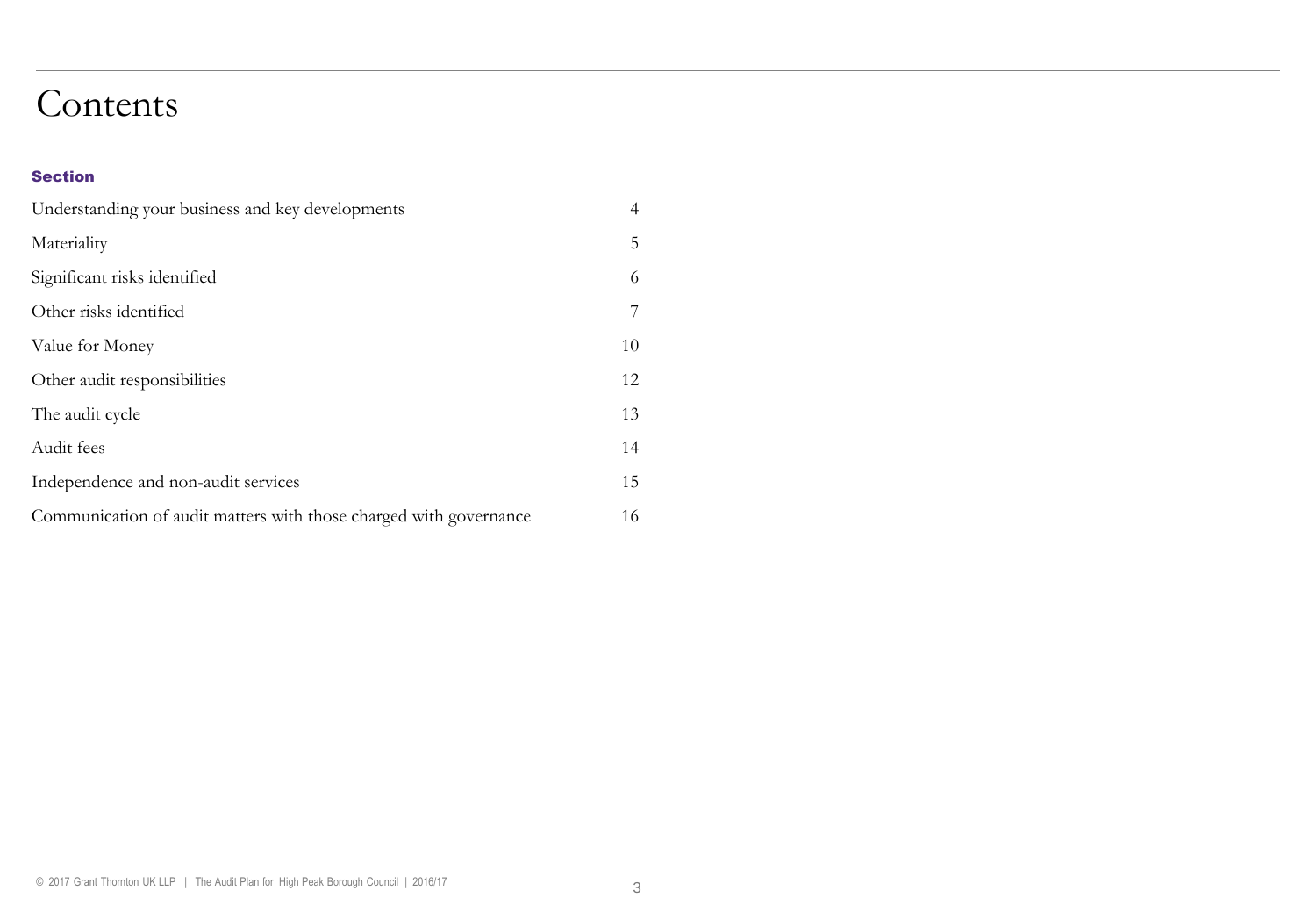# Contents

| Section | |
|---|---|
| Understanding your business and key developments | 4 |
| Materiality | 5 |
| Significant risks identified | 6 |
| Other risks identified | 7 |
| Value for Money | 10 |
| Other audit responsibilities | 12 |
| The audit cycle | 13 |
| Audit fees | 14 |
| Independence and non-audit services | 15 |
| Communication of audit matters with those charged with governance | 16 |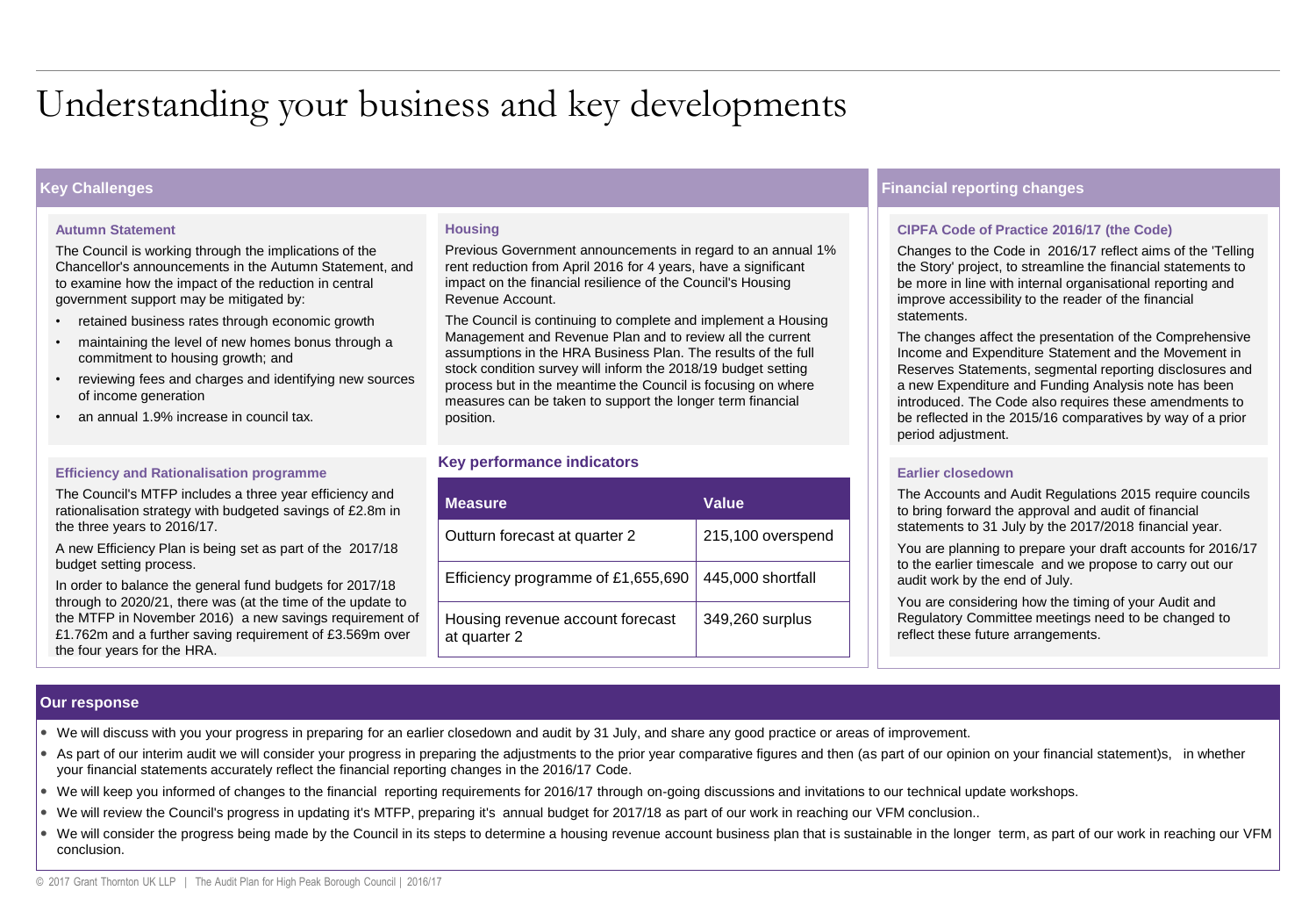# Understanding your business and key developments

## Key Challenges

### Autumn Statement

The Council is working through the implications of the Chancellor's announcements in the Autumn Statement, and to examine how the impact of the reduction in central government support may be mitigated by:

- retained business rates through economic growth
- maintaining the level of new homes bonus through a commitment to housing growth; and
- reviewing fees and charges and identifying new sources of income generation
- an annual 1.9% increase in council tax.

### Efficiency and Rationalisation programme

The Council's MTFP includes a three year efficiency and rationalisation strategy with budgeted savings of £2.8m in the three years to 2016/17.

A new Efficiency Plan is being set as part of the 2017/18 budget setting process.

In order to balance the general fund budgets for 2017/18 through to 2020/21, there was (at the time of the update to the MTFP in November 2016) a new savings requirement of £1.762m and a further saving requirement of £3.569m over the four years for the HRA.

### Housing

Previous Government announcements in regard to an annual 1% rent reduction from April 2016 for 4 years, have a significant impact on the financial resilience of the Council's Housing Revenue Account.

The Council is continuing to complete and implement a Housing Management and Revenue Plan and to review all the current assumptions in the HRA Business Plan. The results of the full stock condition survey will inform the 2018/19 budget setting process but in the meantime the Council is focusing on where measures can be taken to support the longer term financial position.

### Key performance indicators

| Measure | Value |
|---|---|
| Outturn forecast at quarter 2 | 215,100 overspend |
| Efficiency programme of £1,655,690 | 445,000 shortfall |
| Housing revenue account forecast at quarter 2 | 349,260 surplus |

## Financial reporting changes

### CIPFA Code of Practice 2016/17 (the Code)

Changes to the Code in 2016/17 reflect aims of the 'Telling the Story' project, to streamline the financial statements to be more in line with internal organisational reporting and improve accessibility to the reader of the financial statements.

The changes affect the presentation of the Comprehensive Income and Expenditure Statement and the Movement in Reserves Statements, segmental reporting disclosures and a new Expenditure and Funding Analysis note has been introduced. The Code also requires these amendments to be reflected in the 2015/16 comparatives by way of a prior period adjustment.

### Earlier closedown

The Accounts and Audit Regulations 2015 require councils to bring forward the approval and audit of financial statements to 31 July by the 2017/2018 financial year.

You are planning to prepare your draft accounts for 2016/17 to the earlier timescale and we propose to carry out our audit work by the end of July.

You are considering how the timing of your Audit and Regulatory Committee meetings need to be changed to reflect these future arrangements.

## Our response

- We will discuss with you your progress in preparing for an earlier closedown and audit by 31 July, and share any good practice or areas of improvement.
- As part of our interim audit we will consider your progress in preparing the adjustments to the prior year comparative figures and then (as part of our opinion on your financial statement)s, in whether your financial statements accurately reflect the financial reporting changes in the 2016/17 Code.
- We will keep you informed of changes to the financial reporting requirements for 2016/17 through on-going discussions and invitations to our technical update workshops.
- We will review the Council's progress in updating it's MTFP, preparing it's annual budget for 2017/18 as part of our work in reaching our VFM conclusion..
- We will consider the progress being made by the Council in its steps to determine a housing revenue account business plan that is sustainable in the longer term, as part of our work in reaching our VFM conclusion.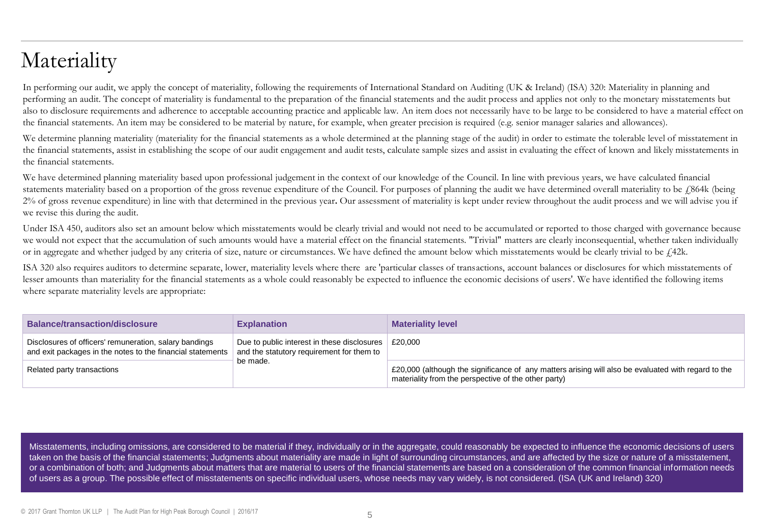# Materiality

In performing our audit, we apply the concept of materiality, following the requirements of International Standard on Auditing (UK & Ireland) (ISA) 320: Materiality in planning and performing an audit. The concept of materiality is fundamental to the preparation of the financial statements and the audit process and applies not only to the monetary misstatements but also to disclosure requirements and adherence to acceptable accounting practice and applicable law. An item does not necessarily have to be large to be considered to have a material effect on the financial statements. An item may be considered to be material by nature, for example, when greater precision is required (e.g. senior manager salaries and allowances).

We determine planning materiality (materiality for the financial statements as a whole determined at the planning stage of the audit) in order to estimate the tolerable level of misstatement in the financial statements, assist in establishing the scope of our audit engagement and audit tests, calculate sample sizes and assist in evaluating the effect of known and likely misstatements in the financial statements.

We have determined planning materiality based upon professional judgement in the context of our knowledge of the Council. In line with previous years, we have calculated financial statements materiality based on a proportion of the gross revenue expenditure of the Council. For purposes of planning the audit we have determined overall materiality to be £864k (being 2% of gross revenue expenditure) in line with that determined in the previous year. Our assessment of materiality is kept under review throughout the audit process and we will advise you if we revise this during the audit.

Under ISA 450, auditors also set an amount below which misstatements would be clearly trivial and would not need to be accumulated or reported to those charged with governance because we would not expect that the accumulation of such amounts would have a material effect on the financial statements. "Trivial" matters are clearly inconsequential, whether taken individually or in aggregate and whether judged by any criteria of size, nature or circumstances. We have defined the amount below which misstatements would be clearly trivial to be £42k.

ISA 320 also requires auditors to determine separate, lower, materiality levels where there are 'particular classes of transactions, account balances or disclosures for which misstatements of lesser amounts than materiality for the financial statements as a whole could reasonably be expected to influence the economic decisions of users'. We have identified the following items where separate materiality levels are appropriate:

| Balance/transaction/disclosure | Explanation | Materiality level |
|---|---|---|
| Disclosures of officers' remuneration, salary bandings and exit packages in the notes to the financial statements | Due to public interest in these disclosures and the statutory requirement for them to be made. | £20,000 |
| Related party transactions | | £20,000 (although the significance of any matters arising will also be evaluated with regard to the materiality from the perspective of the other party) |

Misstatements, including omissions, are considered to be material if they, individually or in the aggregate, could reasonably be expected to influence the economic decisions of users taken on the basis of the financial statements; Judgments about materiality are made in light of surrounding circumstances, and are affected by the size or nature of a misstatement, or a combination of both; and Judgments about matters that are material to users of the financial statements are based on a consideration of the common financial information needs of users as a group. The possible effect of misstatements on specific individual users, whose needs may vary widely, is not considered. (ISA (UK and Ireland) 320)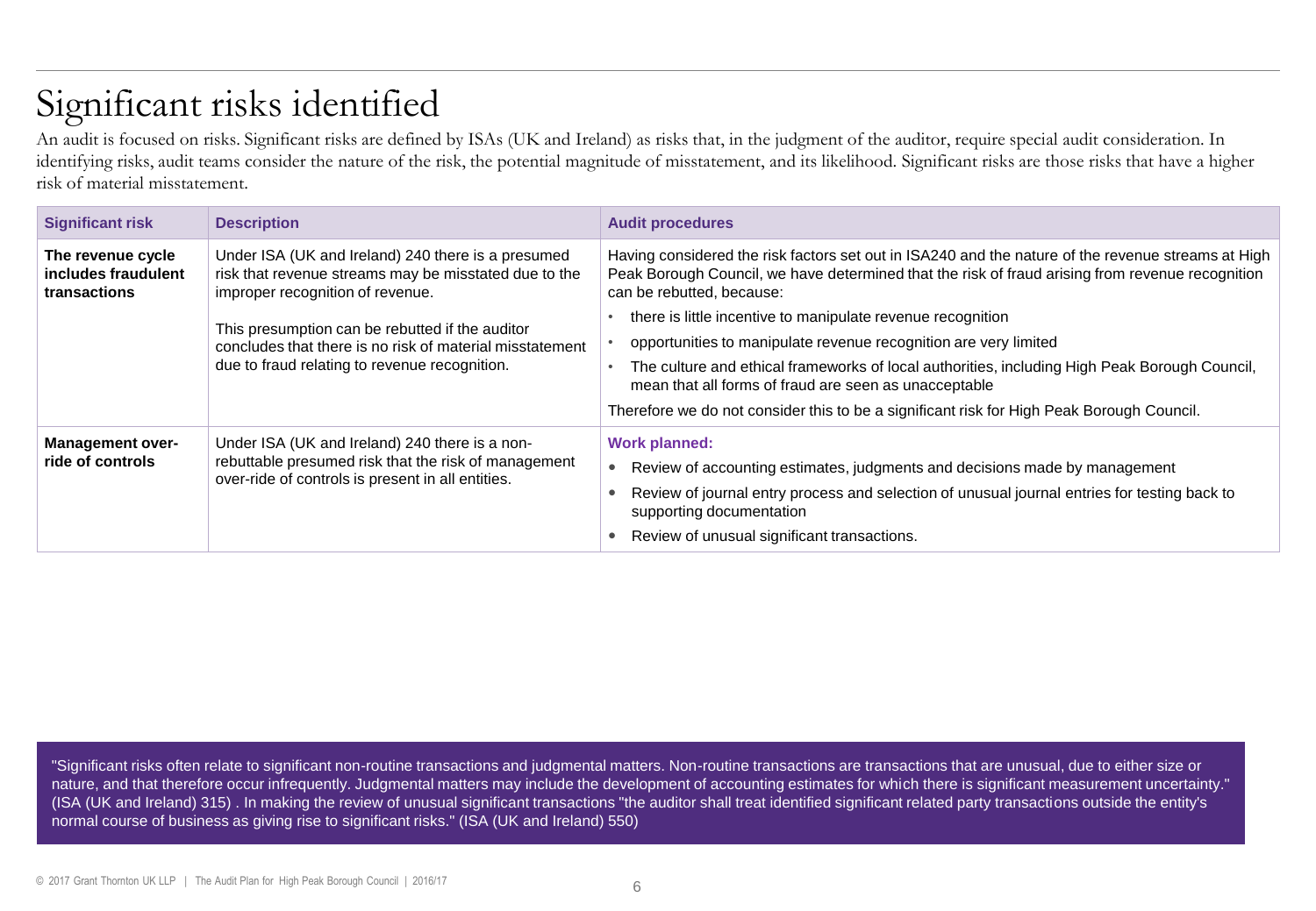# Significant risks identified

An audit is focused on risks. Significant risks are defined by ISAs (UK and Ireland) as risks that, in the judgment of the auditor, require special audit consideration. In identifying risks, audit teams consider the nature of the risk, the potential magnitude of misstatement, and its likelihood. Significant risks are those risks that have a higher risk of material misstatement.

| Significant risk | Description | Audit procedures |
|---|---|---|
| **The revenue cycle includes fraudulent transactions** | Under ISA (UK and Ireland) 240 there is a presumed risk that revenue streams may be misstated due to the improper recognition of revenue.<br><br>This presumption can be rebutted if the auditor concludes that there is no risk of material misstatement due to fraud relating to revenue recognition. | Having considered the risk factors set out in ISA240 and the nature of the revenue streams at High Peak Borough Council, we have determined that the risk of fraud arising from revenue recognition can be rebutted, because:<br>• there is little incentive to manipulate revenue recognition<br>• opportunities to manipulate revenue recognition are very limited<br>• The culture and ethical frameworks of local authorities, including High Peak Borough Council, mean that all forms of fraud are seen as unacceptable<br><br>Therefore we do not consider this to be a significant risk for High Peak Borough Council. |
| **Management over-ride of controls** | Under ISA (UK and Ireland) 240 there is a non-rebuttable presumed risk that the risk of management over-ride of controls is present in all entities. | **Work planned:**<br>• Review of accounting estimates, judgments and decisions made by management<br>• Review of journal entry process and selection of unusual journal entries for testing back to supporting documentation<br>• Review of unusual significant transactions. |

"Significant risks often relate to significant non-routine transactions and judgmental matters. Non-routine transactions are transactions that are unusual, due to either size or nature, and that therefore occur infrequently. Judgmental matters may include the development of accounting estimates for which there is significant measurement uncertainty." (ISA (UK and Ireland) 315) . In making the review of unusual significant transactions "the auditor shall treat identified significant related party transactions outside the entity's normal course of business as giving rise to significant risks." (ISA (UK and Ireland) 550)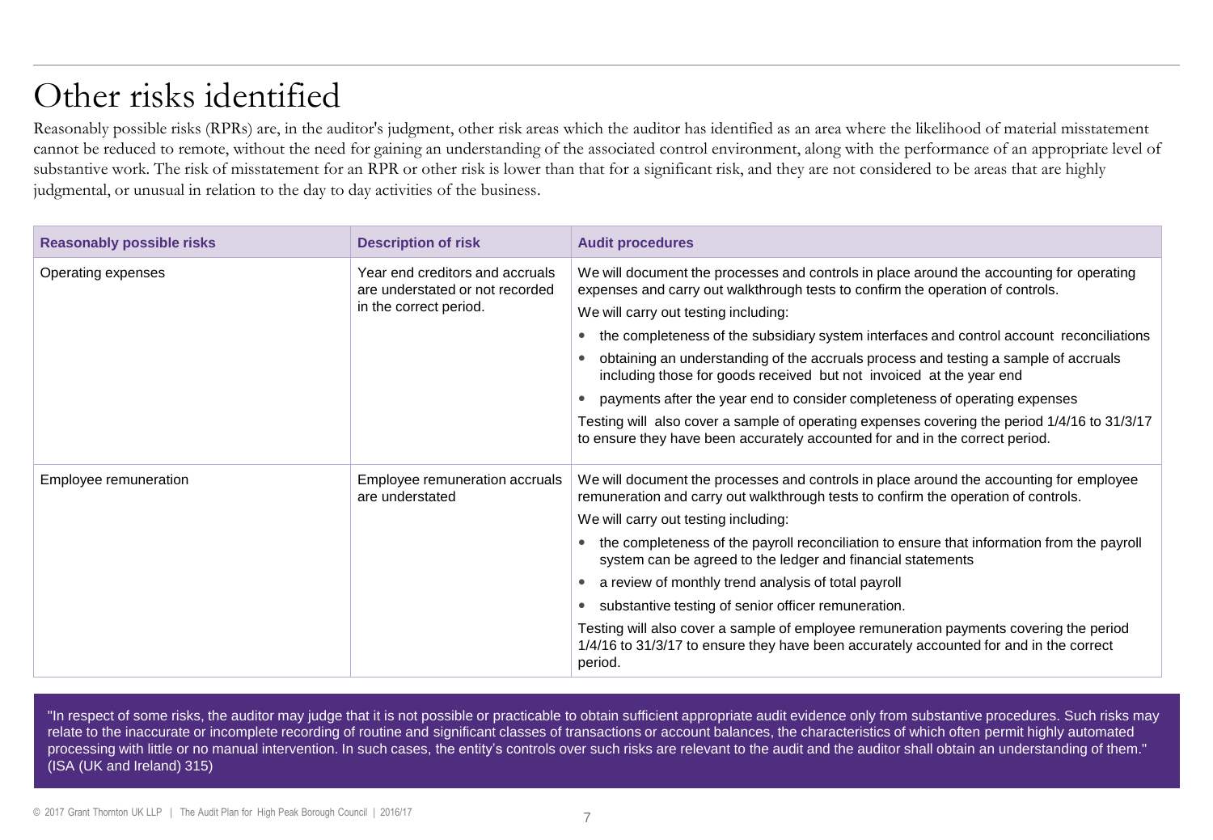# Other risks identified

Reasonably possible risks (RPRs) are, in the auditor's judgment, other risk areas which the auditor has identified as an area where the likelihood of material misstatement cannot be reduced to remote, without the need for gaining an understanding of the associated control environment, along with the performance of an appropriate level of substantive work. The risk of misstatement for an RPR or other risk is lower than that for a significant risk, and they are not considered to be areas that are highly judgmental, or unusual in relation to the day to day activities of the business.

| Reasonably possible risks | Description of risk | Audit procedures |
|---|---|---|
| Operating expenses | Year end creditors and accruals are understated or not recorded in the correct period. | We will document the processes and controls in place around the accounting for operating expenses and carry out walkthrough tests to confirm the operation of controls.<br>We will carry out testing including:<br>• the completeness of the subsidiary system interfaces and control account reconciliations<br>• obtaining an understanding of the accruals process and testing a sample of accruals including those for goods received but not invoiced at the year end<br>• payments after the year end to consider completeness of operating expenses<br>Testing will also cover a sample of operating expenses covering the period 1/4/16 to 31/3/17 to ensure they have been accurately accounted for and in the correct period. |
| Employee remuneration | Employee remuneration accruals are understated | We will document the processes and controls in place around the accounting for employee remuneration and carry out walkthrough tests to confirm the operation of controls.<br>We will carry out testing including:<br>• the completeness of the payroll reconciliation to ensure that information from the payroll system can be agreed to the ledger and financial statements<br>• a review of monthly trend analysis of total payroll<br>• substantive testing of senior officer remuneration.<br>Testing will also cover a sample of employee remuneration payments covering the period 1/4/16 to 31/3/17 to ensure they have been accurately accounted for and in the correct period. |

"In respect of some risks, the auditor may judge that it is not possible or practicable to obtain sufficient appropriate audit evidence only from substantive procedures. Such risks may relate to the inaccurate or incomplete recording of routine and significant classes of transactions or account balances, the characteristics of which often permit highly automated processing with little or no manual intervention. In such cases, the entity's controls over such risks are relevant to the audit and the auditor shall obtain an understanding of them." (ISA (UK and Ireland) 315)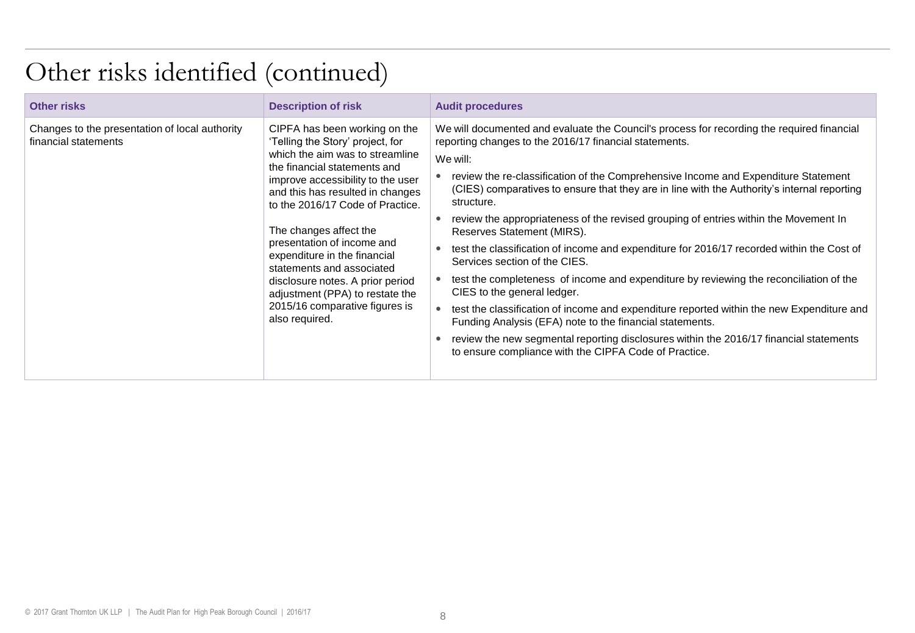# Other risks identified (continued)

| Other risks | Description of risk | Audit procedures |
| --- | --- | --- |
| Changes to the presentation of local authority financial statements | CIPFA has been working on the 'Telling the Story' project, for which the aim was to streamline the financial statements and improve accessibility to the user and this has resulted in changes to the 2016/17 Code of Practice.<br><br>The changes affect the presentation of income and expenditure in the financial statements and associated disclosure notes. A prior period adjustment (PPA) to restate the 2015/16 comparative figures is also required. | We will documented and evaluate the Council's process for recording the required financial reporting changes to the 2016/17 financial statements.<br><br>We will:<br><br>• review the re-classification of the Comprehensive Income and Expenditure Statement (CIES) comparatives to ensure that they are in line with the Authority's internal reporting structure.<br>• review the appropriateness of the revised grouping of entries within the Movement In Reserves Statement (MIRS).<br>• test the classification of income and expenditure for 2016/17 recorded within the Cost of Services section of the CIES.<br>• test the completeness of income and expenditure by reviewing the reconciliation of the CIES to the general ledger.<br>• test the classification of income and expenditure reported within the new Expenditure and Funding Analysis (EFA) note to the financial statements.<br>• review the new segmental reporting disclosures within the 2016/17 financial statements to ensure compliance with the CIPFA Code of Practice. |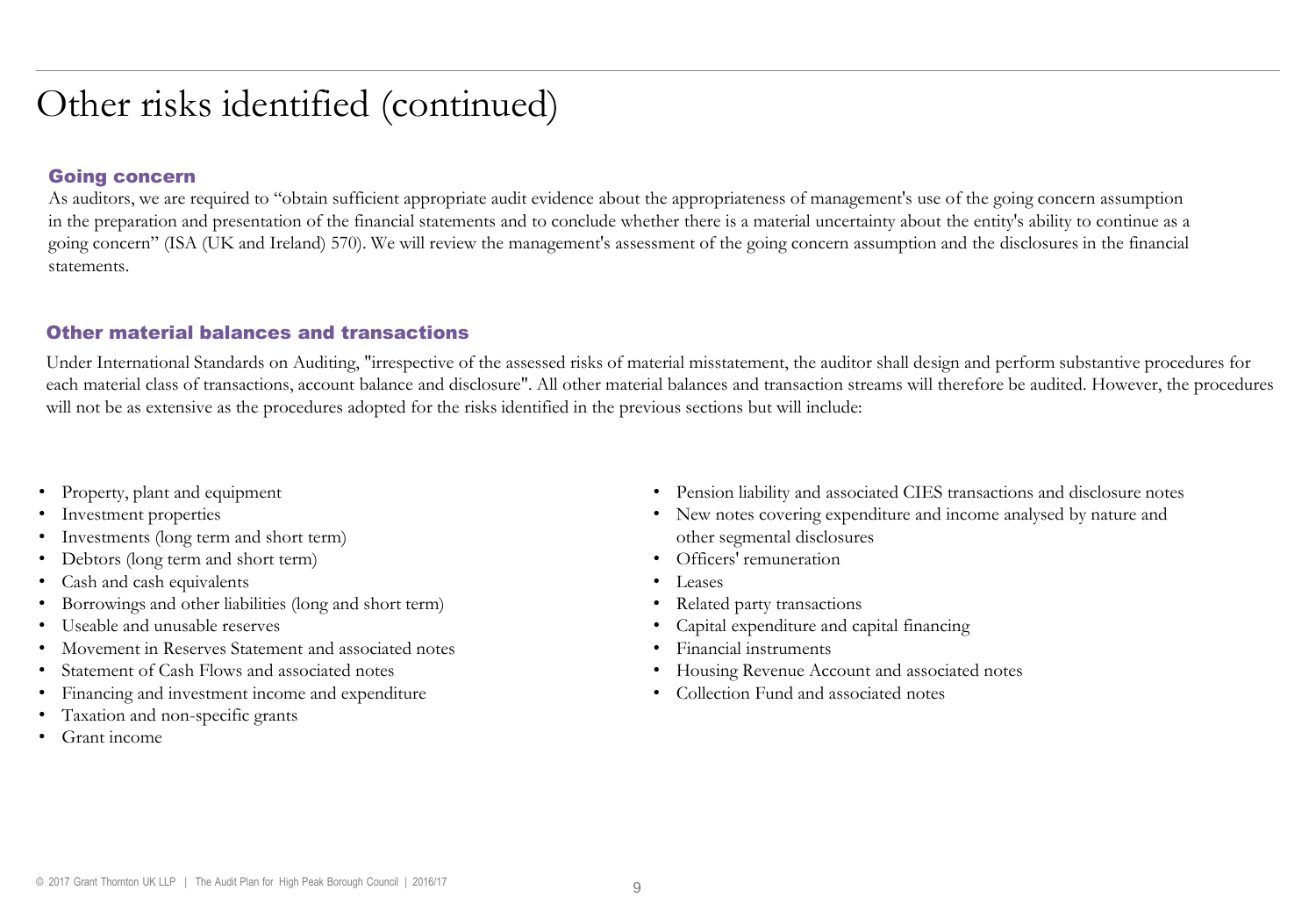# Other risks identified (continued)

## Going concern

As auditors, we are required to "obtain sufficient appropriate audit evidence about the appropriateness of management's use of the going concern assumption in the preparation and presentation of the financial statements and to conclude whether there is a material uncertainty about the entity's ability to continue as a going concern" (ISA (UK and Ireland) 570). We will review the management's assessment of the going concern assumption and the disclosures in the financial statements.

## Other material balances and transactions

Under International Standards on Auditing, "irrespective of the assessed risks of material misstatement, the auditor shall design and perform substantive procedures for each material class of transactions, account balance and disclosure". All other material balances and transaction streams will therefore be audited. However, the procedures will not be as extensive as the procedures adopted for the risks identified in the previous sections but will include:

- Property, plant and equipment
- Investment properties
- Investments (long term and short term)
- Debtors (long term and short term)
- Cash and cash equivalents
- Borrowings and other liabilities (long and short term)
- Useable and unusable reserves
- Movement in Reserves Statement and associated notes
- Statement of Cash Flows and associated notes
- Financing and investment income and expenditure
- Taxation and non-specific grants
- Grant income
- Pension liability and associated CIES transactions and disclosure notes
- New notes covering expenditure and income analysed by nature and other segmental disclosures
- Officers' remuneration
- Leases
- Related party transactions
- Capital expenditure and capital financing
- Financial instruments
- Housing Revenue Account and associated notes
- Collection Fund and associated notes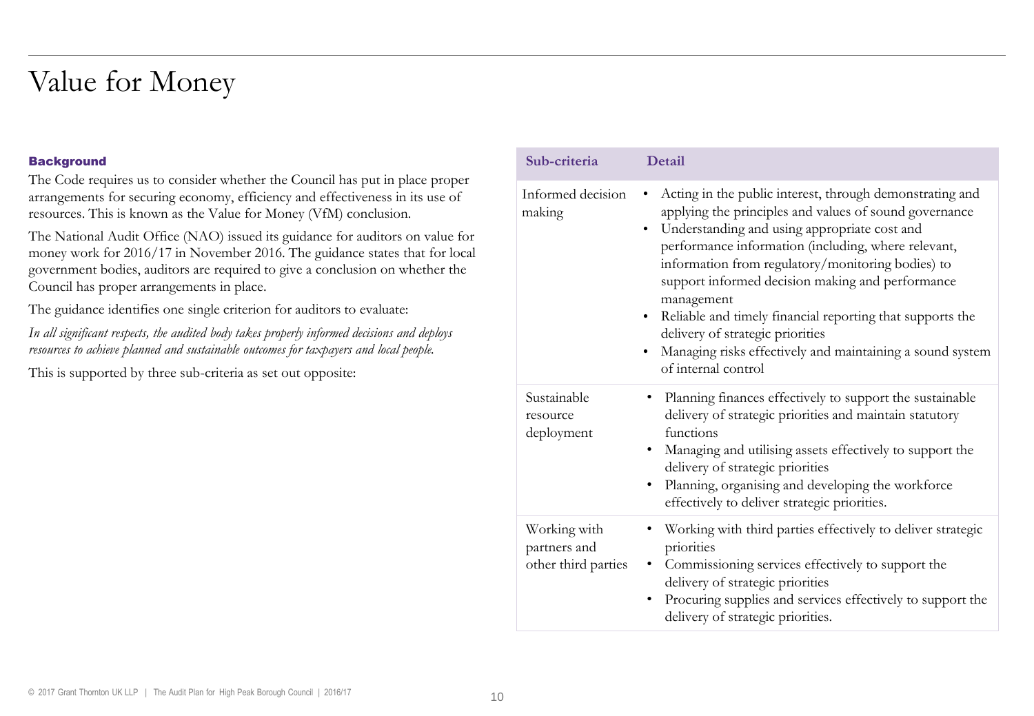# Value for Money

### Background

The Code requires us to consider whether the Council has put in place proper arrangements for securing economy, efficiency and effectiveness in its use of resources. This is known as the Value for Money (VfM) conclusion.

The National Audit Office (NAO) issued its guidance for auditors on value for money work for 2016/17 in November 2016. The guidance states that for local government bodies, auditors are required to give a conclusion on whether the Council has proper arrangements in place.

The guidance identifies one single criterion for auditors to evaluate:

*In all significant respects, the audited body takes properly informed decisions and deploys resources to achieve planned and sustainable outcomes for taxpayers and local people.*

This is supported by three sub-criteria as set out opposite:

| Sub-criteria | Detail |
|---|---|
| Informed decision making | • Acting in the public interest, through demonstrating and applying the principles and values of sound governance<br>• Understanding and using appropriate cost and performance information (including, where relevant, information from regulatory/monitoring bodies) to support informed decision making and performance management<br>• Reliable and timely financial reporting that supports the delivery of strategic priorities<br>• Managing risks effectively and maintaining a sound system of internal control |
| Sustainable resource deployment | • Planning finances effectively to support the sustainable delivery of strategic priorities and maintain statutory functions<br>• Managing and utilising assets effectively to support the delivery of strategic priorities<br>• Planning, organising and developing the workforce effectively to deliver strategic priorities. |
| Working with partners and other third parties | • Working with third parties effectively to deliver strategic priorities<br>• Commissioning services effectively to support the delivery of strategic priorities<br>• Procuring supplies and services effectively to support the delivery of strategic priorities. |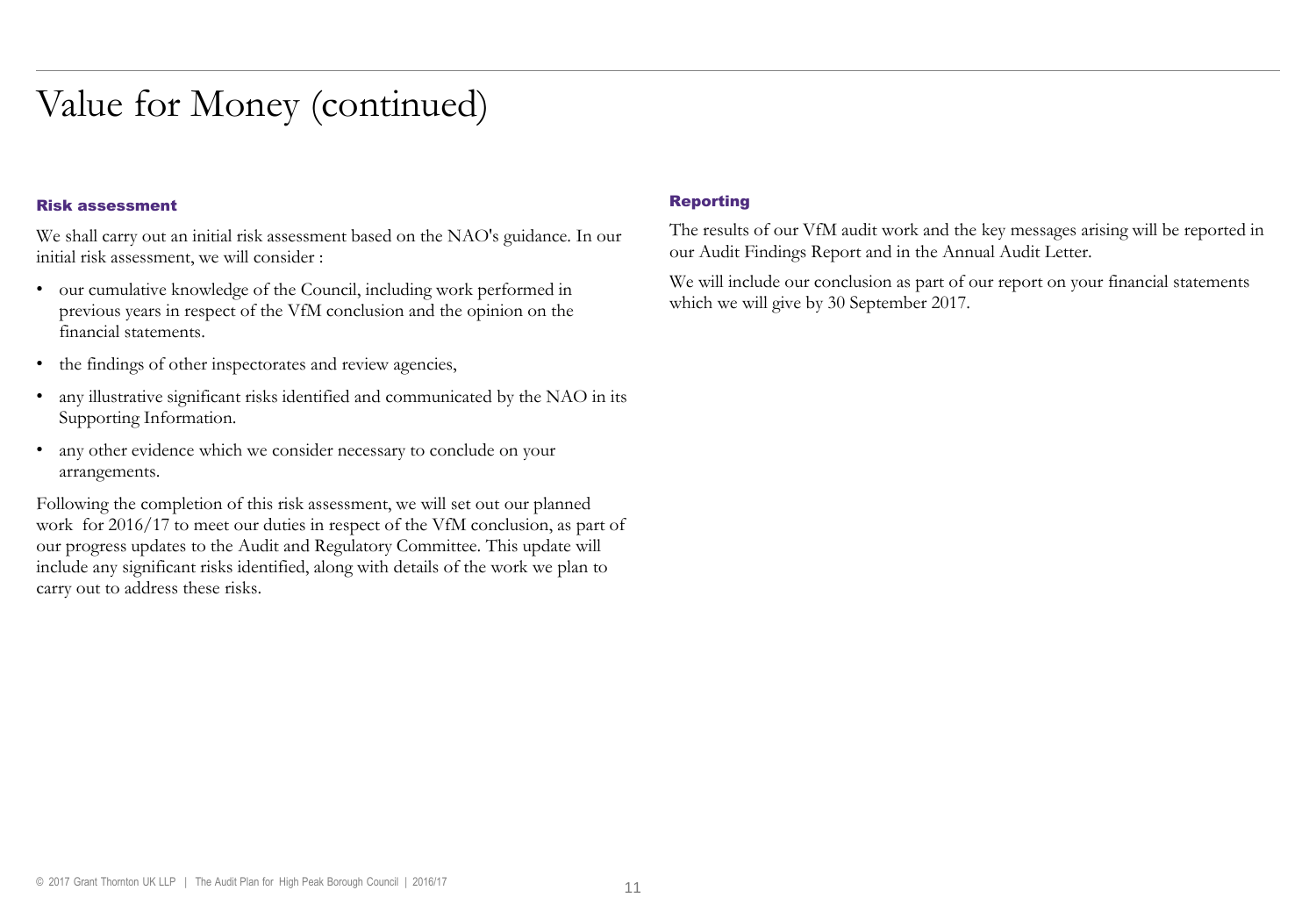# Value for Money (continued)

### Risk assessment

We shall carry out an initial risk assessment based on the NAO's guidance. In our initial risk assessment, we will consider :

- our cumulative knowledge of the Council, including work performed in previous years in respect of the VfM conclusion and the opinion on the financial statements.
- the findings of other inspectorates and review agencies,
- any illustrative significant risks identified and communicated by the NAO in its Supporting Information.
- any other evidence which we consider necessary to conclude on your arrangements.

Following the completion of this risk assessment, we will set out our planned work for 2016/17 to meet our duties in respect of the VfM conclusion, as part of our progress updates to the Audit and Regulatory Committee. This update will include any significant risks identified, along with details of the work we plan to carry out to address these risks.

### Reporting

The results of our VfM audit work and the key messages arising will be reported in our Audit Findings Report and in the Annual Audit Letter.

We will include our conclusion as part of our report on your financial statements which we will give by 30 September 2017.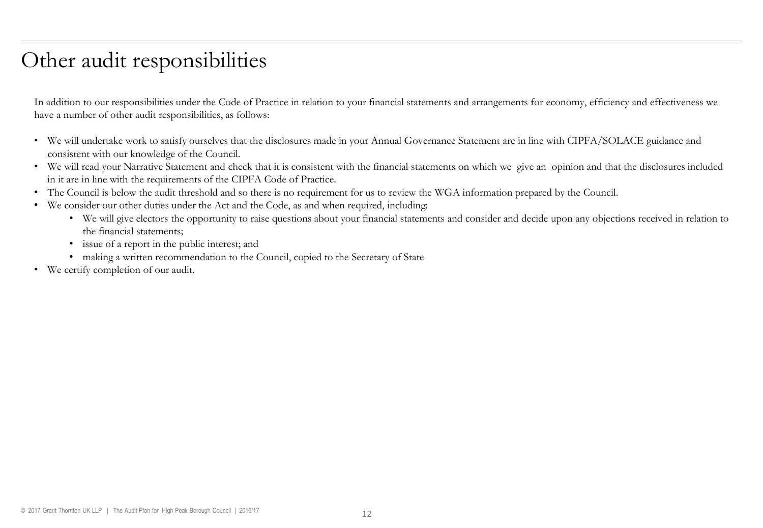# Other audit responsibilities

In addition to our responsibilities under the Code of Practice in relation to your financial statements and arrangements for economy, efficiency and effectiveness we have a number of other audit responsibilities, as follows:

- We will undertake work to satisfy ourselves that the disclosures made in your Annual Governance Statement are in line with CIPFA/SOLACE guidance and consistent with our knowledge of the Council.
- We will read your Narrative Statement and check that it is consistent with the financial statements on which we give an opinion and that the disclosures included in it are in line with the requirements of the CIPFA Code of Practice.
- The Council is below the audit threshold and so there is no requirement for us to review the WGA information prepared by the Council.
- We consider our other duties under the Act and the Code, as and when required, including:
  - We will give electors the opportunity to raise questions about your financial statements and consider and decide upon any objections received in relation to the financial statements;
  - issue of a report in the public interest; and
  - making a written recommendation to the Council, copied to the Secretary of State
- We certify completion of our audit.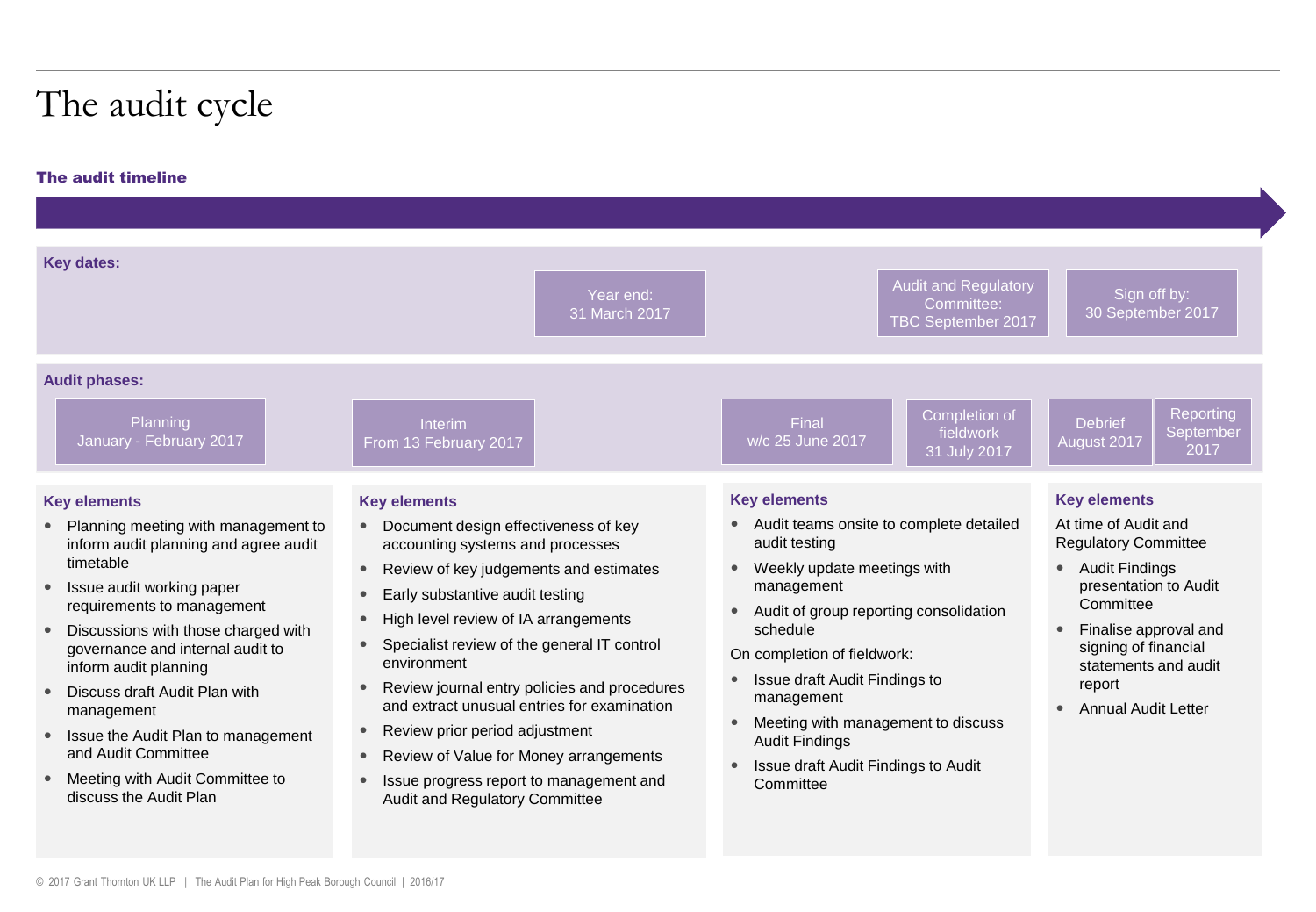# The audit cycle

### The audit timeline

**Key dates:**

- Year end: 31 March 2017
- Audit and Regulatory Committee: TBC September 2017
- Sign off by: 30 September 2017

**Audit phases:**

- Planning: January - February 2017
- Interim: From 13 February 2017
- Final: w/c 25 June 2017
- Completion of fieldwork: 31 July 2017
- Debrief: August 2017
- Reporting: September 2017

**Key elements** (Planning)

- Planning meeting with management to inform audit planning and agree audit timetable
- Issue audit working paper requirements to management
- Discussions with those charged with governance and internal audit to inform audit planning
- Discuss draft Audit Plan with management
- Issue the Audit Plan to management and Audit Committee
- Meeting with Audit Committee to discuss the Audit Plan

**Key elements** (Interim)

- Document design effectiveness of key accounting systems and processes
- Review of key judgements and estimates
- Early substantive audit testing
- High level review of IA arrangements
- Specialist review of the general IT control environment
- Review journal entry policies and procedures and extract unusual entries for examination
- Review prior period adjustment
- Review of Value for Money arrangements
- Issue progress report to management and Audit and Regulatory Committee

**Key elements** (Final and Completion of fieldwork)

- Audit teams onsite to complete detailed audit testing
- Weekly update meetings with management
- Audit of group reporting consolidation schedule

On completion of fieldwork:

- Issue draft Audit Findings to management
- Meeting with management to discuss Audit Findings
- Issue draft Audit Findings to Audit Committee

**Key elements** (Debrief and Reporting)

At time of Audit and Regulatory Committee

- Audit Findings presentation to Audit Committee
- Finalise approval and signing of financial statements and audit report
- Annual Audit Letter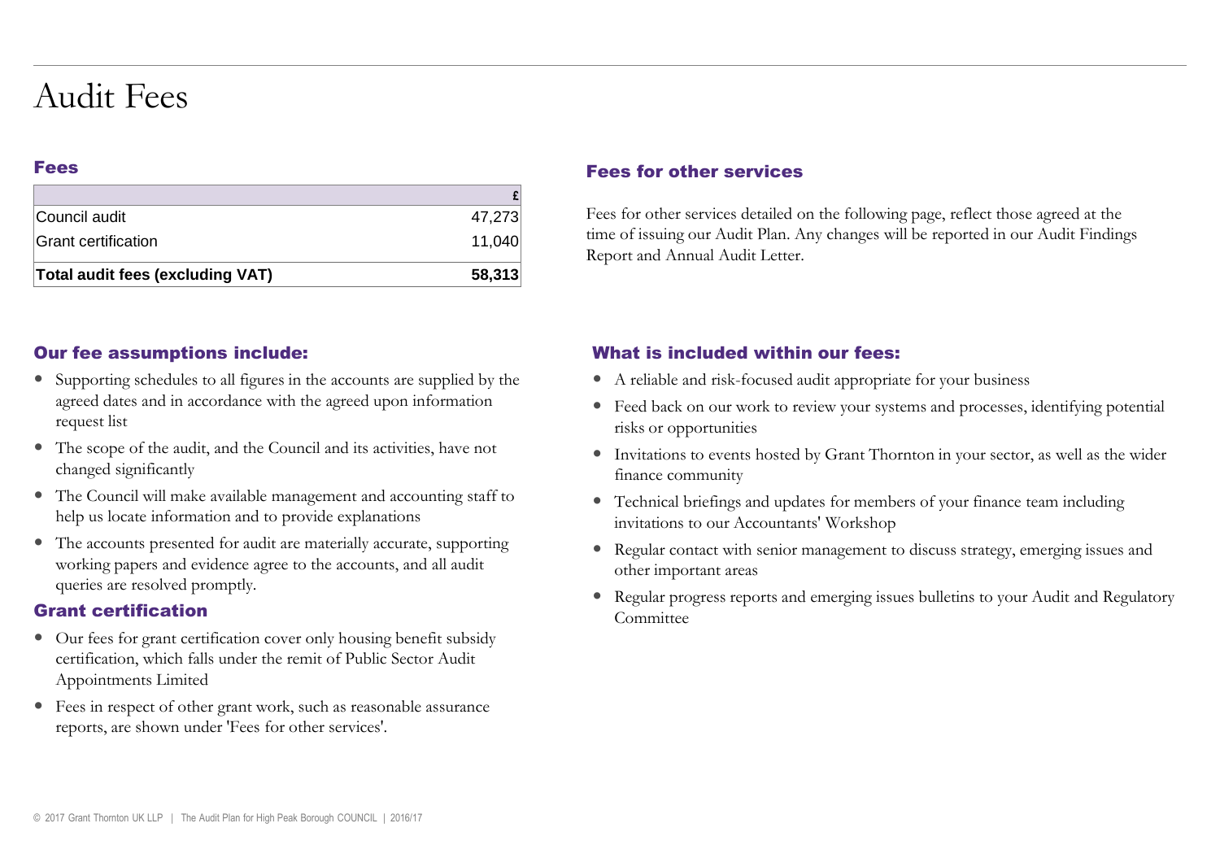# Audit Fees

## Fees

| | £ |
|---|---|
| Council audit | 47,273 |
| Grant certification | 11,040 |
| **Total audit fees (excluding VAT)** | **58,313** |

## Our fee assumptions include:

- Supporting schedules to all figures in the accounts are supplied by the agreed dates and in accordance with the agreed upon information request list
- The scope of the audit, and the Council and its activities, have not changed significantly
- The Council will make available management and accounting staff to help us locate information and to provide explanations
- The accounts presented for audit are materially accurate, supporting working papers and evidence agree to the accounts, and all audit queries are resolved promptly.

## Grant certification

- Our fees for grant certification cover only housing benefit subsidy certification, which falls under the remit of Public Sector Audit Appointments Limited
- Fees in respect of other grant work, such as reasonable assurance reports, are shown under 'Fees for other services'.

## Fees for other services

Fees for other services detailed on the following page, reflect those agreed at the time of issuing our Audit Plan. Any changes will be reported in our Audit Findings Report and Annual Audit Letter.

## What is included within our fees:

- A reliable and risk-focused audit appropriate for your business
- Feed back on our work to review your systems and processes, identifying potential risks or opportunities
- Invitations to events hosted by Grant Thornton in your sector, as well as the wider finance community
- Technical briefings and updates for members of your finance team including invitations to our Accountants' Workshop
- Regular contact with senior management to discuss strategy, emerging issues and other important areas
- Regular progress reports and emerging issues bulletins to your Audit and Regulatory Committee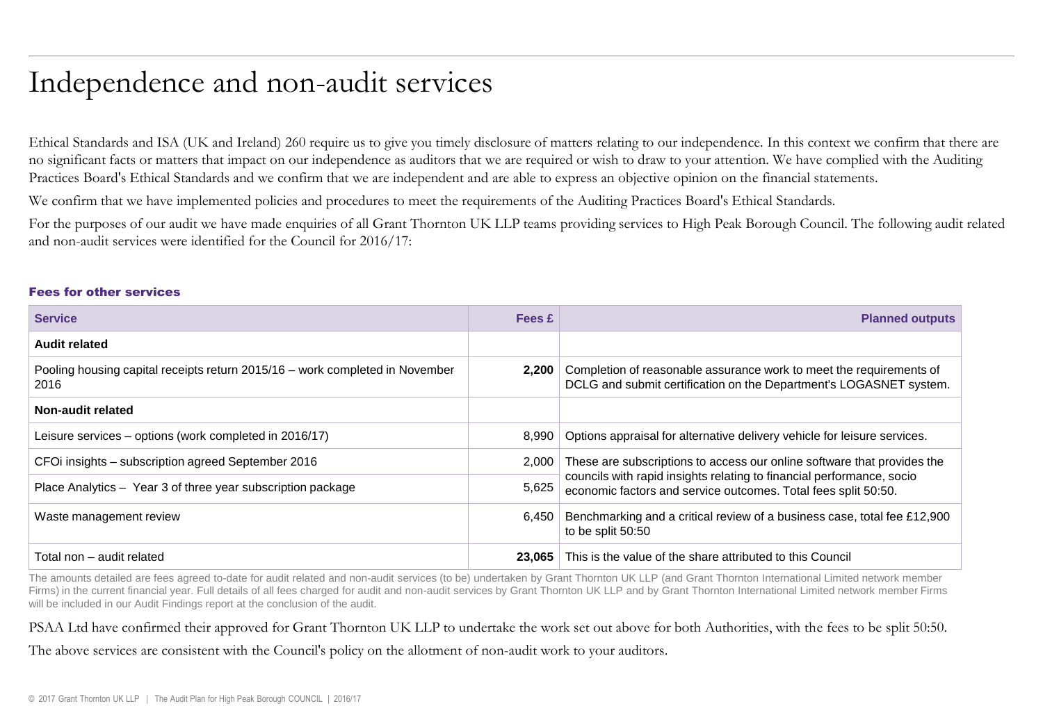# Independence and non-audit services

Ethical Standards and ISA (UK and Ireland) 260 require us to give you timely disclosure of matters relating to our independence. In this context we confirm that there are no significant facts or matters that impact on our independence as auditors that we are required or wish to draw to your attention. We have complied with the Auditing Practices Board's Ethical Standards and we confirm that we are independent and are able to express an objective opinion on the financial statements.

We confirm that we have implemented policies and procedures to meet the requirements of the Auditing Practices Board's Ethical Standards.

For the purposes of our audit we have made enquiries of all Grant Thornton UK LLP teams providing services to High Peak Borough Council. The following audit related and non-audit services were identified for the Council for 2016/17:

### Fees for other services

| Service | Fees £ | Planned outputs |
|---|---|---|
| **Audit related** | | |
| Pooling housing capital receipts return 2015/16 – work completed in November 2016 | **2,200** | Completion of reasonable assurance work to meet the requirements of DCLG and submit certification on the Department's LOGASNET system. |
| **Non-audit related** | | |
| Leisure services – options (work completed in 2016/17) | 8,990 | Options appraisal for alternative delivery vehicle for leisure services. |
| CFOi insights – subscription agreed September 2016 | 2,000 | These are subscriptions to access our online software that provides the councils with rapid insights relating to financial performance, socio economic factors and service outcomes. Total fees split 50:50. |
| Place Analytics – Year 3 of three year subscription package | 5,625 | |
| Waste management review | 6,450 | Benchmarking and a critical review of a business case, total fee £12,900 to be split 50:50 |
| Total non – audit related | **23,065** | This is the value of the share attributed to this Council |

The amounts detailed are fees agreed to-date for audit related and non-audit services (to be) undertaken by Grant Thornton UK LLP (and Grant Thornton International Limited network member Firms) in the current financial year. Full details of all fees charged for audit and non-audit services by Grant Thornton UK LLP and by Grant Thornton International Limited network member Firms will be included in our Audit Findings report at the conclusion of the audit.

PSAA Ltd have confirmed their approved for Grant Thornton UK LLP to undertake the work set out above for both Authorities, with the fees to be split 50:50.

The above services are consistent with the Council's policy on the allotment of non-audit work to your auditors.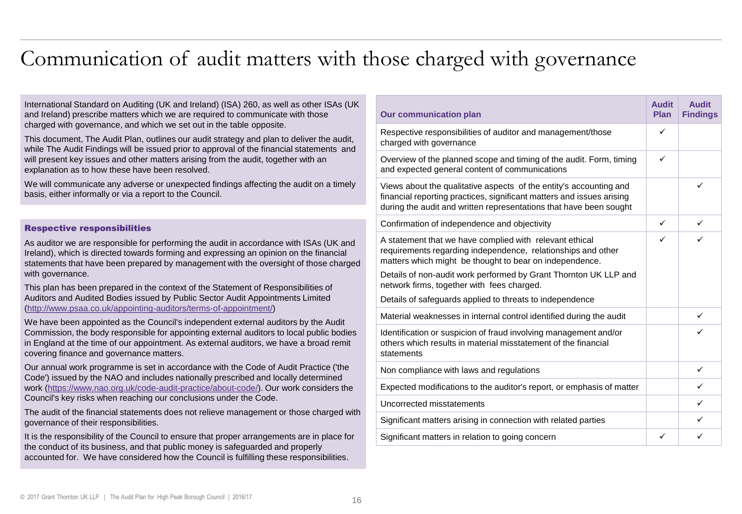# Communication of audit matters with those charged with governance

International Standard on Auditing (UK and Ireland) (ISA) 260, as well as other ISAs (UK and Ireland) prescribe matters which we are required to communicate with those charged with governance, and which we set out in the table opposite.

This document, The Audit Plan, outlines our audit strategy and plan to deliver the audit, while The Audit Findings will be issued prior to approval of the financial statements and will present key issues and other matters arising from the audit, together with an explanation as to how these have been resolved.

We will communicate any adverse or unexpected findings affecting the audit on a timely basis, either informally or via a report to the Council.

### Respective responsibilities

As auditor we are responsible for performing the audit in accordance with ISAs (UK and Ireland), which is directed towards forming and expressing an opinion on the financial statements that have been prepared by management with the oversight of those charged with governance.

This plan has been prepared in the context of the Statement of Responsibilities of Auditors and Audited Bodies issued by Public Sector Audit Appointments Limited (http://www.psaa.co.uk/appointing-auditors/terms-of-appointment/)

We have been appointed as the Council's independent external auditors by the Audit Commission, the body responsible for appointing external auditors to local public bodies in England at the time of our appointment. As external auditors, we have a broad remit covering finance and governance matters.

Our annual work programme is set in accordance with the Code of Audit Practice ('the Code') issued by the NAO and includes nationally prescribed and locally determined work (https://www.nao.org.uk/code-audit-practice/about-code/). Our work considers the Council's key risks when reaching our conclusions under the Code.

The audit of the financial statements does not relieve management or those charged with governance of their responsibilities.

It is the responsibility of the Council to ensure that proper arrangements are in place for the conduct of its business, and that public money is safeguarded and properly accounted for. We have considered how the Council is fulfilling these responsibilities.

| Our communication plan | Audit Plan | Audit Findings |
|---|---|---|
| Respective responsibilities of auditor and management/those charged with governance | ✓ | |
| Overview of the planned scope and timing of the audit. Form, timing and expected general content of communications | ✓ | |
| Views about the qualitative aspects of the entity's accounting and financial reporting practices, significant matters and issues arising during the audit and written representations that have been sought | | ✓ |
| Confirmation of independence and objectivity | ✓ | ✓ |
| A statement that we have complied with relevant ethical requirements regarding independence, relationships and other matters which might be thought to bear on independence. Details of non-audit work performed by Grant Thornton UK LLP and network firms, together with fees charged. Details of safeguards applied to threats to independence | ✓ | ✓ |
| Material weaknesses in internal control identified during the audit | | ✓ |
| Identification or suspicion of fraud involving management and/or others which results in material misstatement of the financial statements | | ✓ |
| Non compliance with laws and regulations | | ✓ |
| Expected modifications to the auditor's report, or emphasis of matter | | ✓ |
| Uncorrected misstatements | | ✓ |
| Significant matters arising in connection with related parties | | ✓ |
| Significant matters in relation to going concern | ✓ | ✓ |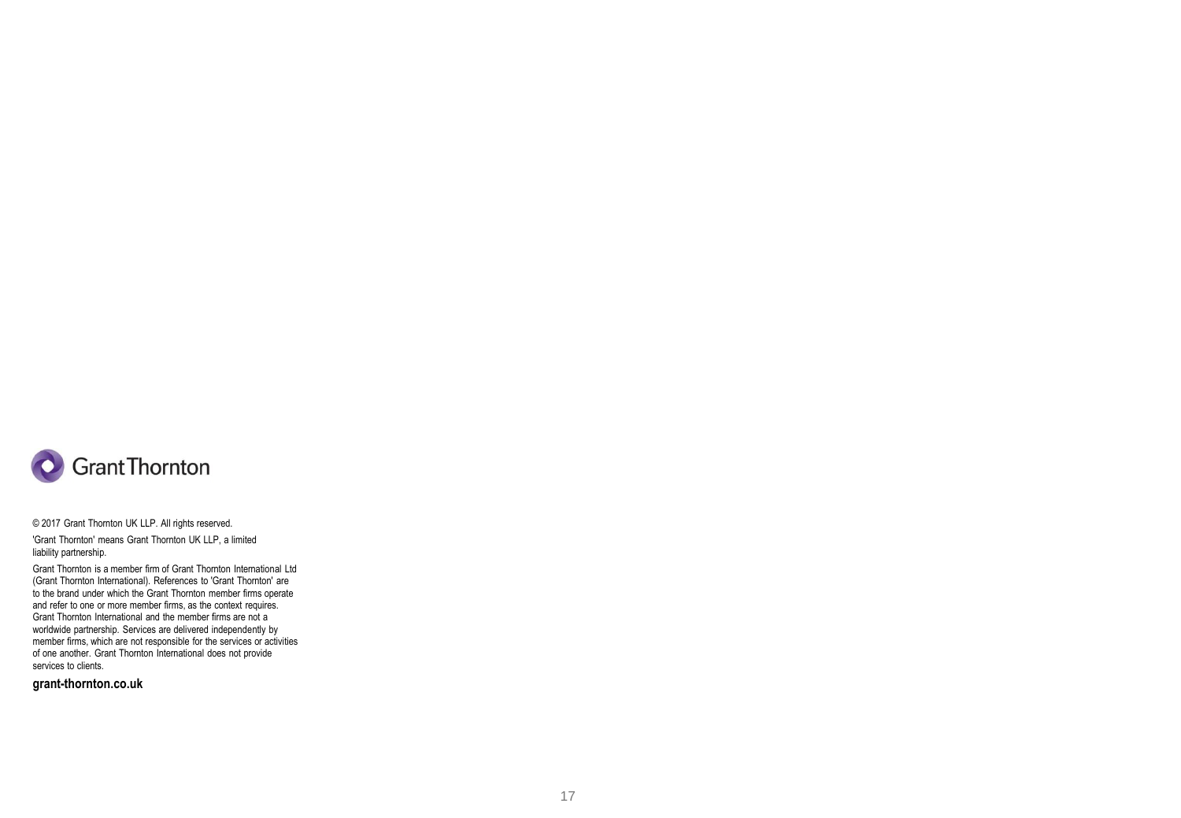Grant Thornton

© 2017 Grant Thornton UK LLP. All rights reserved.

'Grant Thornton' means Grant Thornton UK LLP, a limited liability partnership.

Grant Thornton is a member firm of Grant Thornton International Ltd (Grant Thornton International). References to 'Grant Thornton' are to the brand under which the Grant Thornton member firms operate and refer to one or more member firms, as the context requires. Grant Thornton International and the member firms are not a worldwide partnership. Services are delivered independently by member firms, which are not responsible for the services or activities of one another. Grant Thornton International does not provide services to clients.

**grant-thornton.co.uk**